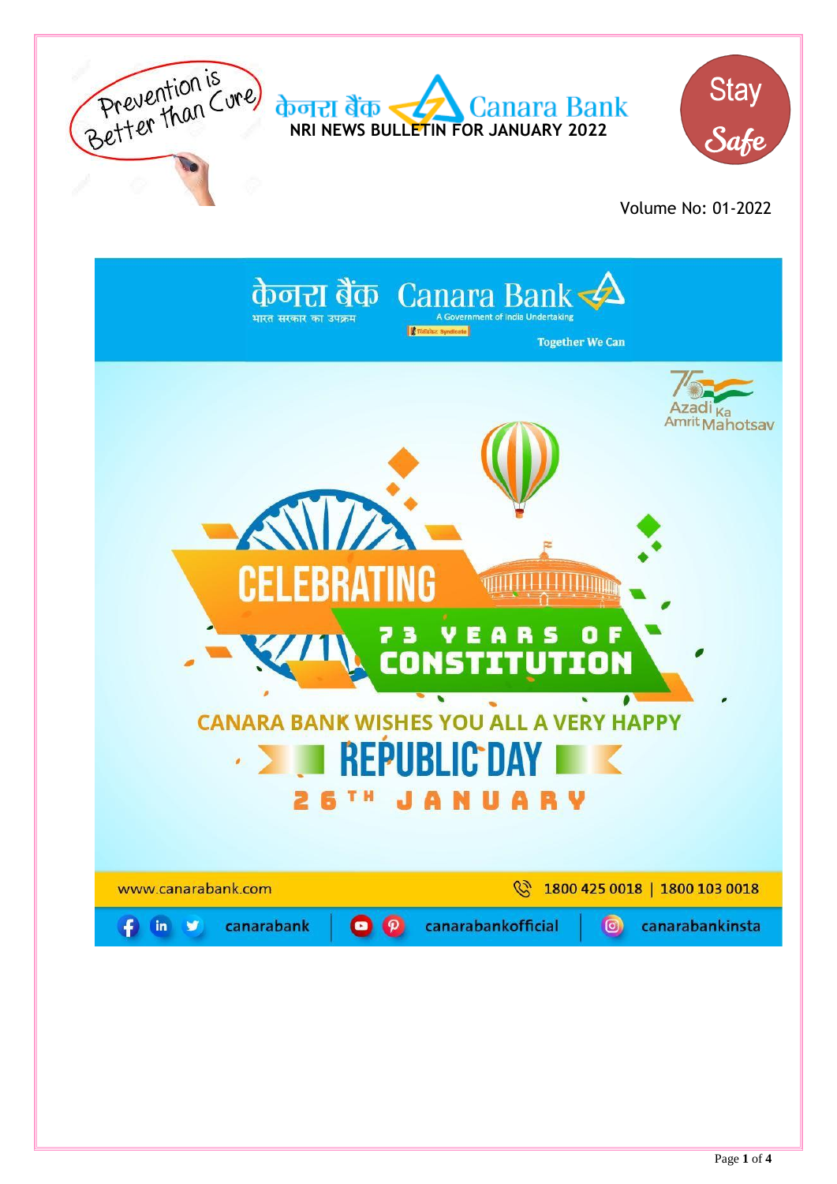Prevention is Better than Cure

केनरा बैंक Canara Bank

**NRI NEWS BULLETIN FOR JANUARY 2022**

Stay Safe

Volume No: 01-2022

केनरा बैंक Canara Bank

भारत सरकार का उपक्रम

A Government of India Undertaking

Together We Can

Azadi Ka Amrit Mahotsav

# CELEBRATING 73 YEARS OF CONSTITUTION

CANARA BANK WISHES YOU ALL A VERY HAPPY

# REPUBLIC DAY

26TH JANUARY

www.canarabank.com | 1800 425 0018 | 1800 103 0018

canarabank | canarabankofficial | canarabankinsta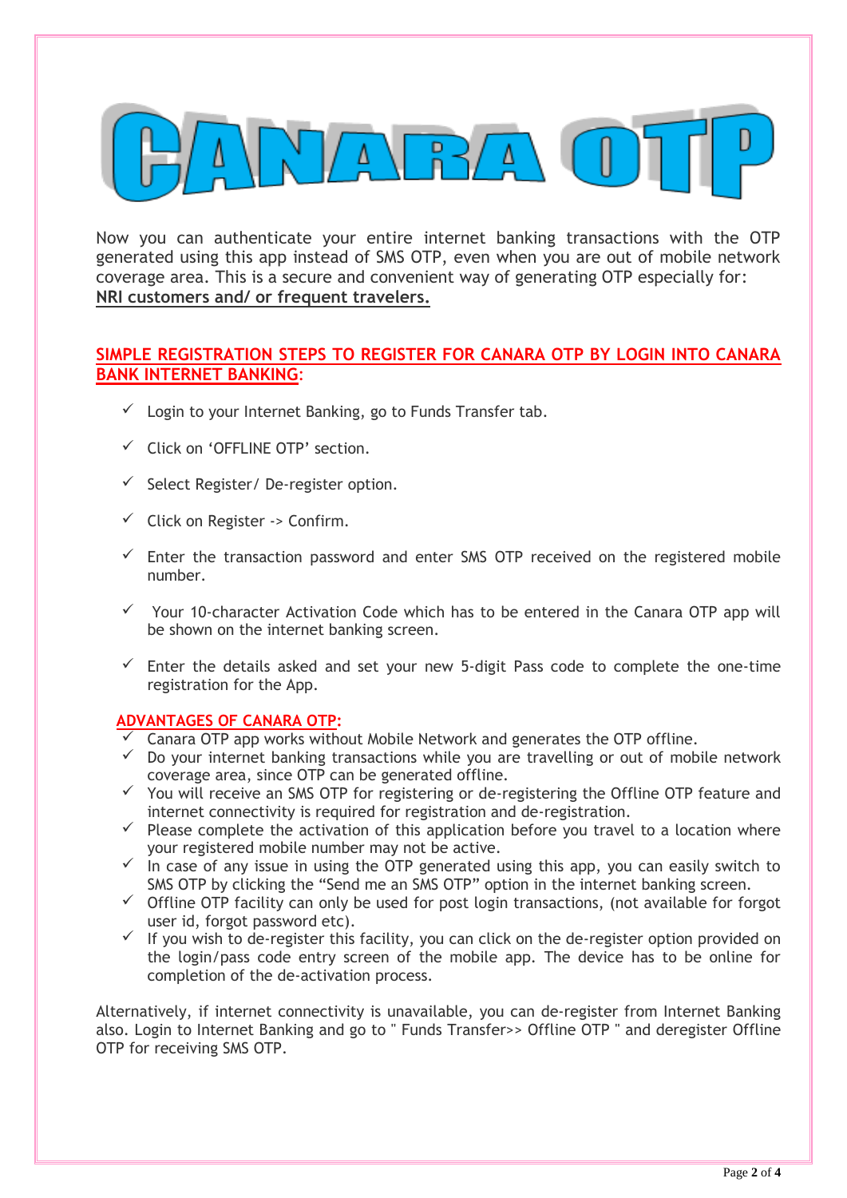# CANARA OTP

Now you can authenticate your entire internet banking transactions with the OTP generated using this app instead of SMS OTP, even when you are out of mobile network coverage area. This is a secure and convenient way of generating OTP especially for:
**NRI customers and/ or frequent travelers.**

## SIMPLE REGISTRATION STEPS TO REGISTER FOR CANARA OTP BY LOGIN INTO CANARA BANK INTERNET BANKING:

- ✓ Login to your Internet Banking, go to Funds Transfer tab.
- ✓ Click on 'OFFLINE OTP' section.
- ✓ Select Register/ De-register option.
- ✓ Click on Register -> Confirm.
- ✓ Enter the transaction password and enter SMS OTP received on the registered mobile number.
- ✓ Your 10-character Activation Code which has to be entered in the Canara OTP app will be shown on the internet banking screen.
- ✓ Enter the details asked and set your new 5-digit Pass code to complete the one-time registration for the App.

## ADVANTAGES OF CANARA OTP:

- ✓ Canara OTP app works without Mobile Network and generates the OTP offline.
- ✓ Do your internet banking transactions while you are travelling or out of mobile network coverage area, since OTP can be generated offline.
- ✓ You will receive an SMS OTP for registering or de-registering the Offline OTP feature and internet connectivity is required for registration and de-registration.
- ✓ Please complete the activation of this application before you travel to a location where your registered mobile number may not be active.
- ✓ In case of any issue in using the OTP generated using this app, you can easily switch to SMS OTP by clicking the "Send me an SMS OTP" option in the internet banking screen.
- ✓ Offline OTP facility can only be used for post login transactions, (not available for forgot user id, forgot password etc).
- ✓ If you wish to de-register this facility, you can click on the de-register option provided on the login/pass code entry screen of the mobile app. The device has to be online for completion of the de-activation process.

Alternatively, if internet connectivity is unavailable, you can de-register from Internet Banking also. Login to Internet Banking and go to " Funds Transfer>> Offline OTP " and deregister Offline OTP for receiving SMS OTP.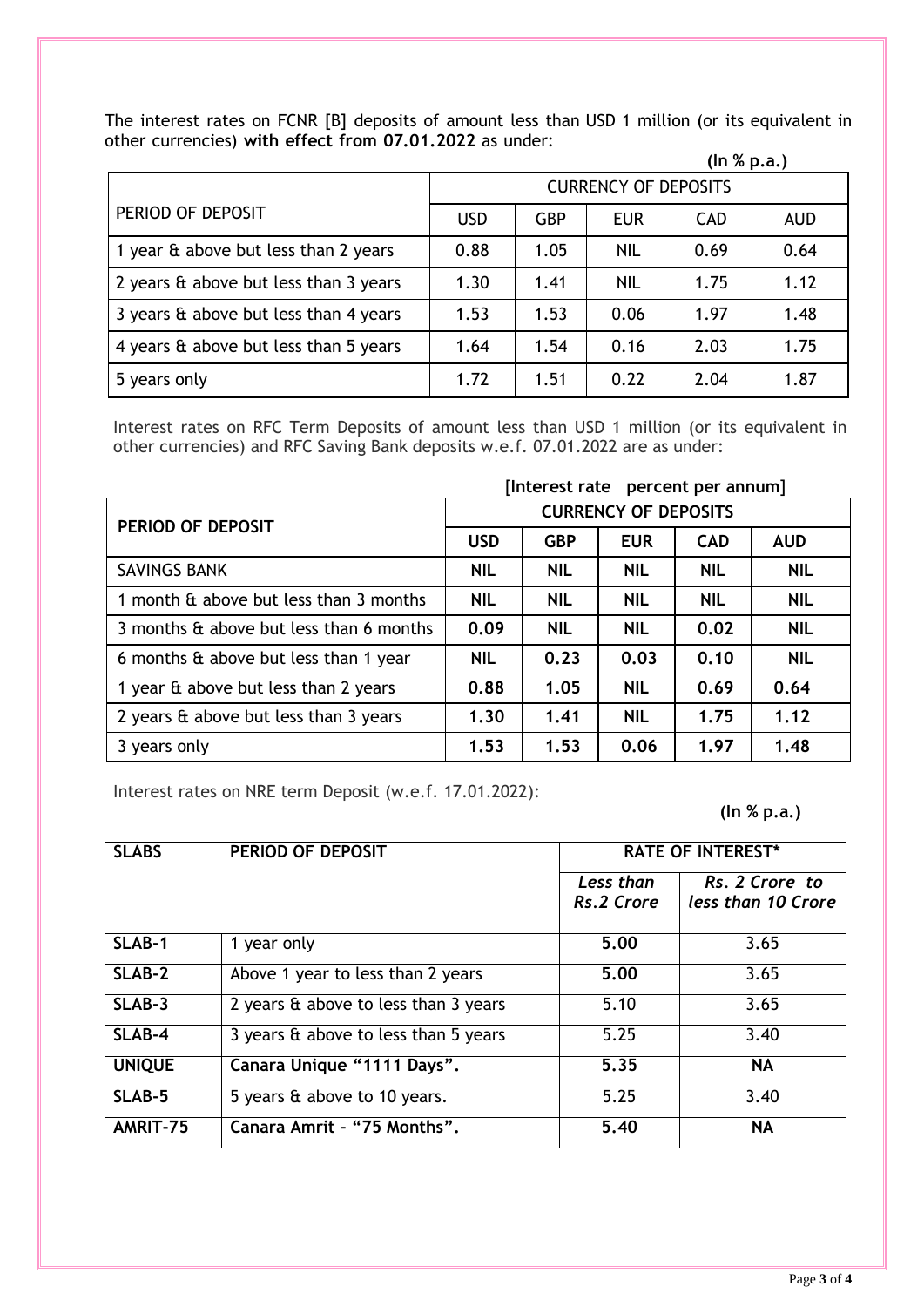The interest rates on FCNR [B] deposits of amount less than USD 1 million (or its equivalent in other currencies) **with effect from 07.01.2022** as under:

**(In % p.a.)**

| PERIOD OF DEPOSIT | CURRENCY OF DEPOSITS | | | | |
|---|---|---|---|---|---|
| | USD | GBP | EUR | CAD | AUD |
| 1 year & above but less than 2 years | 0.88 | 1.05 | NIL | 0.69 | 0.64 |
| 2 years & above but less than 3 years | 1.30 | 1.41 | NIL | 1.75 | 1.12 |
| 3 years & above but less than 4 years | 1.53 | 1.53 | 0.06 | 1.97 | 1.48 |
| 4 years & above but less than 5 years | 1.64 | 1.54 | 0.16 | 2.03 | 1.75 |
| 5 years only | 1.72 | 1.51 | 0.22 | 2.04 | 1.87 |

Interest rates on RFC Term Deposits of amount less than USD 1 million (or its equivalent in other currencies) and RFC Saving Bank deposits w.e.f. 07.01.2022 are as under:

**[Interest rate percent per annum]**

| **PERIOD OF DEPOSIT** | **CURRENCY OF DEPOSITS** | | | | |
|---|---|---|---|---|---|
| | **USD** | **GBP** | **EUR** | **CAD** | **AUD** |
| SAVINGS BANK | **NIL** | **NIL** | **NIL** | **NIL** | **NIL** |
| 1 month & above but less than 3 months | **NIL** | **NIL** | **NIL** | **NIL** | **NIL** |
| 3 months & above but less than 6 months | **0.09** | **NIL** | **NIL** | **0.02** | **NIL** |
| 6 months & above but less than 1 year | **NIL** | **0.23** | **0.03** | **0.10** | **NIL** |
| 1 year & above but less than 2 years | **0.88** | **1.05** | **NIL** | **0.69** | **0.64** |
| 2 years & above but less than 3 years | **1.30** | **1.41** | **NIL** | **1.75** | **1.12** |
| 3 years only | **1.53** | **1.53** | **0.06** | **1.97** | **1.48** |

Interest rates on NRE term Deposit (w.e.f. 17.01.2022):

**(In % p.a.)**

| **SLABS** | **PERIOD OF DEPOSIT** | **RATE OF INTEREST*** | |
|---|---|---|---|
| | | ***Less than Rs.2 Crore*** | ***Rs. 2 Crore to less than 10 Crore*** |
| **SLAB-1** | 1 year only | **5.00** | 3.65 |
| **SLAB-2** | Above 1 year to less than 2 years | **5.00** | 3.65 |
| **SLAB-3** | 2 years & above to less than 3 years | 5.10 | 3.65 |
| **SLAB-4** | 3 years & above to less than 5 years | 5.25 | 3.40 |
| **UNIQUE** | **Canara Unique "1111 Days".** | **5.35** | **NA** |
| **SLAB-5** | 5 years & above to 10 years. | 5.25 | 3.40 |
| **AMRIT-75** | **Canara Amrit - "75 Months".** | **5.40** | **NA** |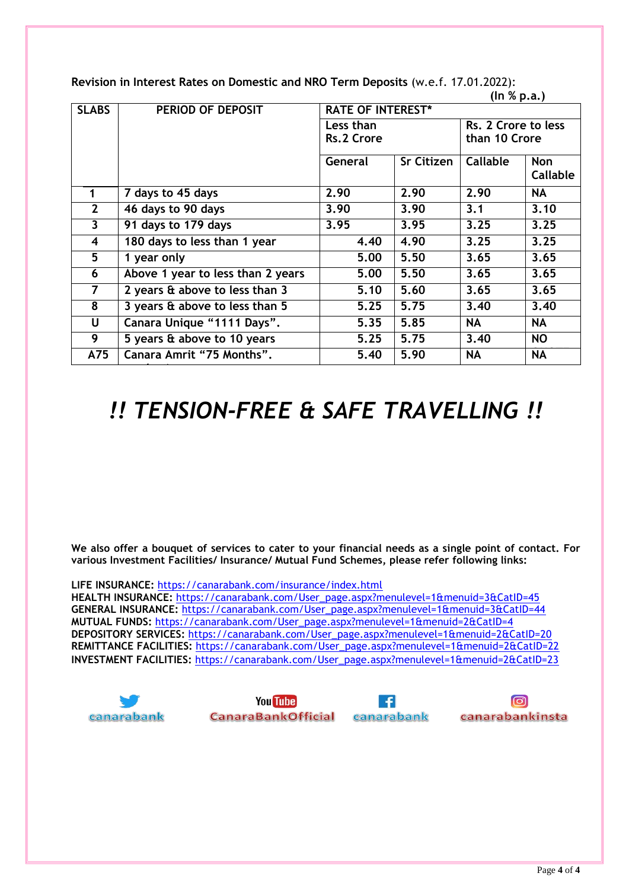**Revision in Interest Rates on Domestic and NRO Term Deposits** (w.e.f. 17.01.2022):

**(In % p.a.)**

| SLABS | PERIOD OF DEPOSIT | RATE OF INTEREST* | | | |
|---|---|---|---|---|---|
| | | Less than Rs.2 Crore | | Rs. 2 Crore to less than 10 Crore | |
| | | General | Sr Citizen | Callable | Non Callable |
| 1 | 7 days to 45 days | 2.90 | 2.90 | 2.90 | NA |
| 2 | 46 days to 90 days | 3.90 | 3.90 | 3.1 | 3.10 |
| 3 | 91 days to 179 days | 3.95 | 3.95 | 3.25 | 3.25 |
| 4 | 180 days to less than 1 year | 4.40 | 4.90 | 3.25 | 3.25 |
| 5 | 1 year only | 5.00 | 5.50 | 3.65 | 3.65 |
| 6 | Above 1 year to less than 2 years | 5.00 | 5.50 | 3.65 | 3.65 |
| 7 | 2 years & above to less than 3 | 5.10 | 5.60 | 3.65 | 3.65 |
| 8 | 3 years & above to less than 5 | 5.25 | 5.75 | 3.40 | 3.40 |
| U | Canara Unique "1111 Days". | 5.35 | 5.85 | NA | NA |
| 9 | 5 years & above to 10 years | 5.25 | 5.75 | 3.40 | NO |
| A75 | Canara Amrit "75 Months". | 5.40 | 5.90 | NA | NA |

# *!! TENSION-FREE & SAFE TRAVELLING !!*

**We also offer a bouquet of services to cater to your financial needs as a single point of contact. For various Investment Facilities/ Insurance/ Mutual Fund Schemes, please refer following links:**

**LIFE INSURANCE:** https://canarabank.com/insurance/index.html
**HEALTH INSURANCE:** https://canarabank.com/User_page.aspx?menulevel=1&menuid=3&CatID=45
**GENERAL INSURANCE:** https://canarabank.com/User_page.aspx?menulevel=1&menuid=3&CatID=44
**MUTUAL FUNDS:** https://canarabank.com/User_page.aspx?menulevel=1&menuid=2&CatID=4
**DEPOSITORY SERVICES:** https://canarabank.com/User_page.aspx?menulevel=1&menuid=2&CatID=20
**REMITTANCE FACILITIES:** https://canarabank.com/User_page.aspx?menulevel=1&menuid=2&CatID=22
**INVESTMENT FACILITIES:** https://canarabank.com/User_page.aspx?menulevel=1&menuid=2&CatID=23

canarabank    CanaraBankOfficial    canarabank    canarabankinsta